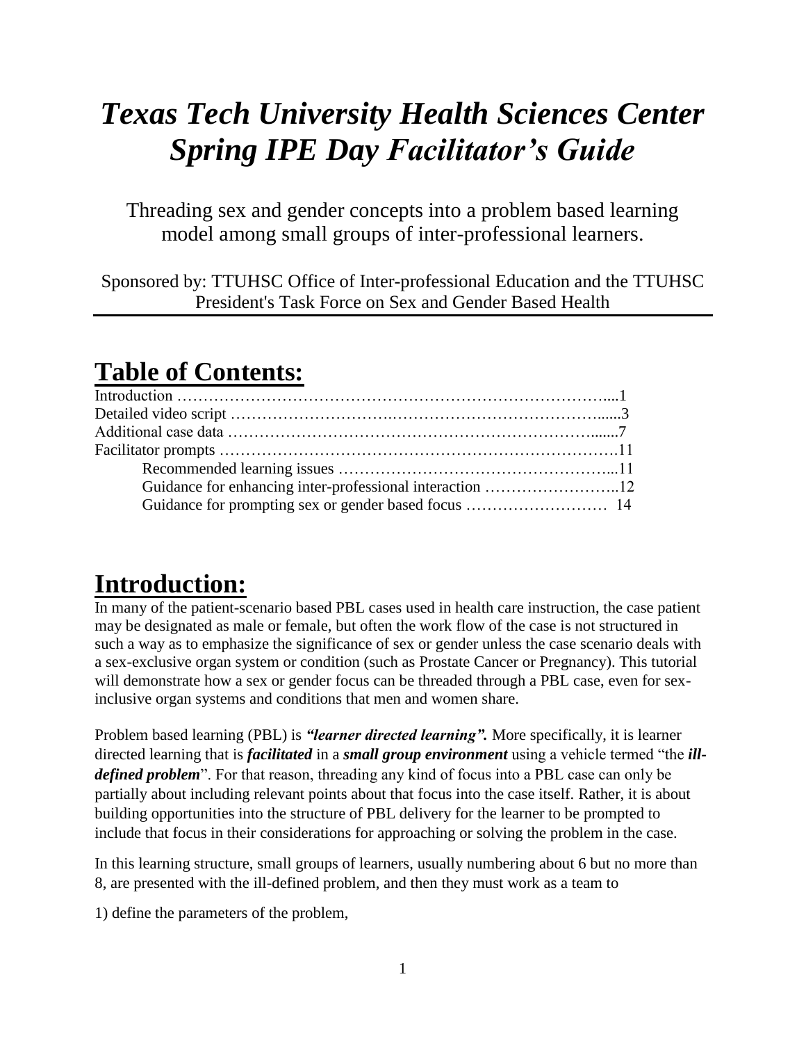# *Texas Tech University Health Sciences Center Spring IPE Day Facilitator's Guide*

Threading sex and gender concepts into a problem based learning model among small groups of inter-professional learners.

Sponsored by: TTUHSC Office of Inter-professional Education and the TTUHSC President's Task Force on Sex and Gender Based Health

## Table of Contents:

Introduction …………………………………………………………………………....1
Detailed video script …………………………….…………………………………….....3
Additional case data ……………………………………………………………….......7
Facilitator prompts ……………………………………………………………………….11
- Recommended learning issues …………………………………………….....11
- Guidance for enhancing inter-professional interaction ……………………..12
- Guidance for prompting sex or gender based focus ……………………… 14

## Introduction:

In many of the patient-scenario based PBL cases used in health care instruction, the case patient may be designated as male or female, but often the work flow of the case is not structured in such a way as to emphasize the significance of sex or gender unless the case scenario deals with a sex-exclusive organ system or condition (such as Prostate Cancer or Pregnancy). This tutorial will demonstrate how a sex or gender focus can be threaded through a PBL case, even for sex-inclusive organ systems and conditions that men and women share.

Problem based learning (PBL) is ***"learner directed learning".*** More specifically, it is learner directed learning that is ***facilitated*** in a ***small group environment*** using a vehicle termed "the ***ill-defined problem***". For that reason, threading any kind of focus into a PBL case can only be partially about including relevant points about that focus into the case itself. Rather, it is about building opportunities into the structure of PBL delivery for the learner to be prompted to include that focus in their considerations for approaching or solving the problem in the case.

In this learning structure, small groups of learners, usually numbering about 6 but no more than 8, are presented with the ill-defined problem, and then they must work as a team to

1) define the parameters of the problem,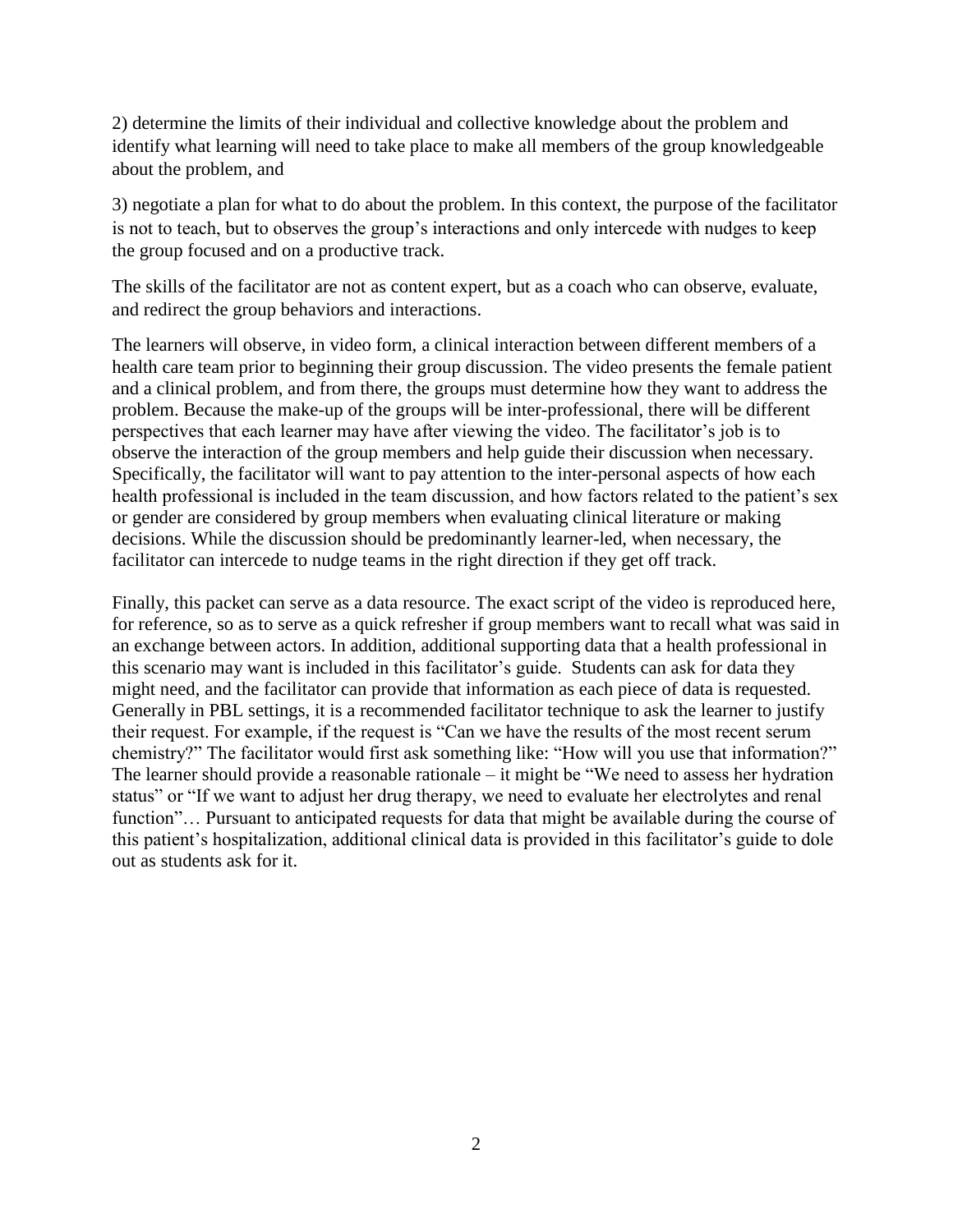2) determine the limits of their individual and collective knowledge about the problem and identify what learning will need to take place to make all members of the group knowledgeable about the problem, and

3) negotiate a plan for what to do about the problem. In this context, the purpose of the facilitator is not to teach, but to observes the group's interactions and only intercede with nudges to keep the group focused and on a productive track.

The skills of the facilitator are not as content expert, but as a coach who can observe, evaluate, and redirect the group behaviors and interactions.

The learners will observe, in video form, a clinical interaction between different members of a health care team prior to beginning their group discussion. The video presents the female patient and a clinical problem, and from there, the groups must determine how they want to address the problem. Because the make-up of the groups will be inter-professional, there will be different perspectives that each learner may have after viewing the video. The facilitator's job is to observe the interaction of the group members and help guide their discussion when necessary. Specifically, the facilitator will want to pay attention to the inter-personal aspects of how each health professional is included in the team discussion, and how factors related to the patient's sex or gender are considered by group members when evaluating clinical literature or making decisions. While the discussion should be predominantly learner-led, when necessary, the facilitator can intercede to nudge teams in the right direction if they get off track.

Finally, this packet can serve as a data resource. The exact script of the video is reproduced here, for reference, so as to serve as a quick refresher if group members want to recall what was said in an exchange between actors. In addition, additional supporting data that a health professional in this scenario may want is included in this facilitator's guide. Students can ask for data they might need, and the facilitator can provide that information as each piece of data is requested. Generally in PBL settings, it is a recommended facilitator technique to ask the learner to justify their request. For example, if the request is "Can we have the results of the most recent serum chemistry?" The facilitator would first ask something like: "How will you use that information?" The learner should provide a reasonable rationale – it might be "We need to assess her hydration status" or "If we want to adjust her drug therapy, we need to evaluate her electrolytes and renal function"… Pursuant to anticipated requests for data that might be available during the course of this patient's hospitalization, additional clinical data is provided in this facilitator's guide to dole out as students ask for it.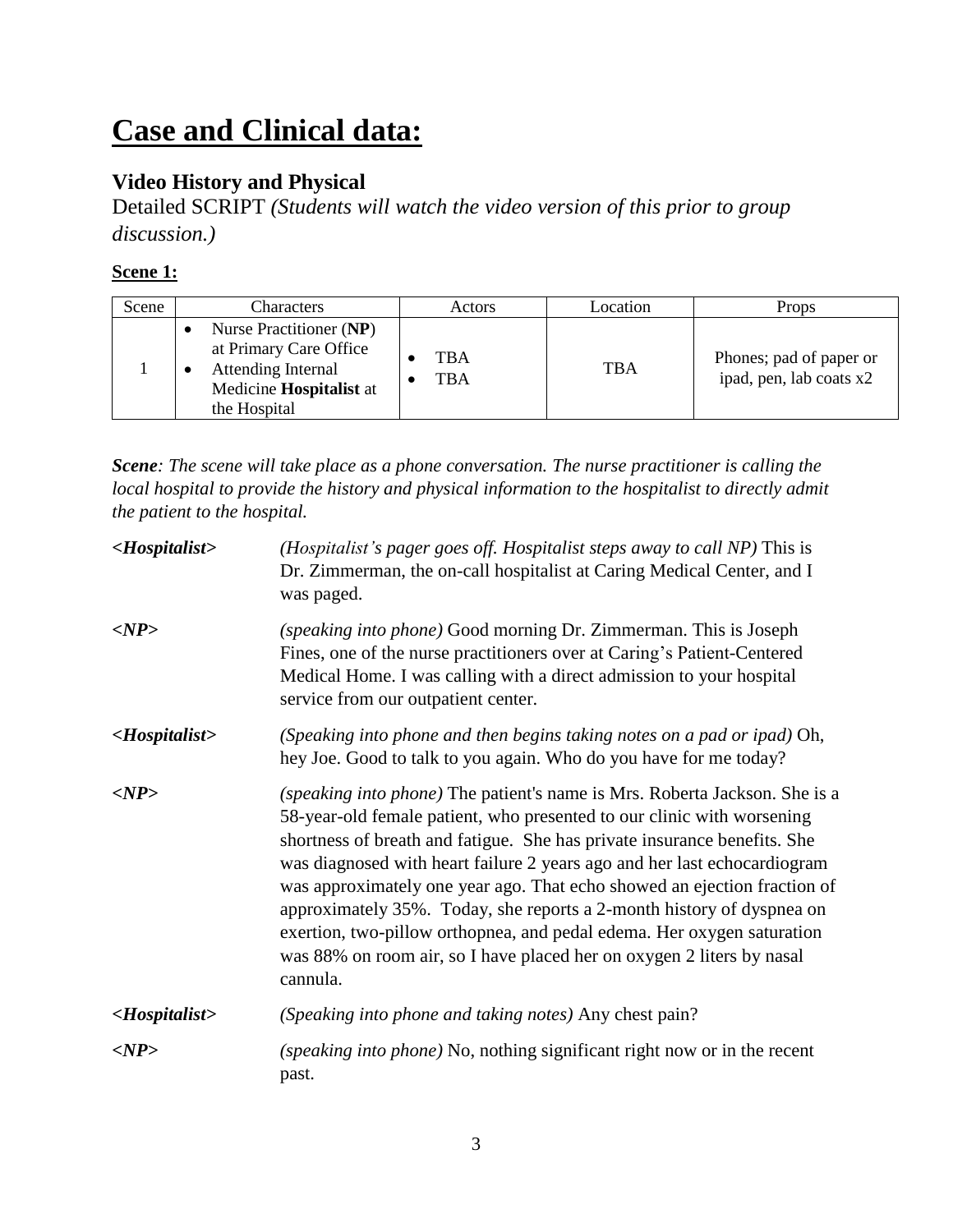# Case and Clinical data:

## Video History and Physical

Detailed SCRIPT *(Students will watch the video version of this prior to group discussion.)*

**Scene 1:**

| Scene | Characters | Actors | Location | Props |
|---|---|---|---|---|
| 1 | • Nurse Practitioner (**NP**) at Primary Care Office<br>• Attending Internal Medicine **Hospitalist** at the Hospital | • TBA<br>• TBA | TBA | Phones; pad of paper or ipad, pen, lab coats x2 |

***Scene**: The scene will take place as a phone conversation. The nurse practitioner is calling the local hospital to provide the history and physical information to the hospitalist to directly admit the patient to the hospital.*

***<Hospitalist>*** *(Hospitalist's pager goes off. Hospitalist steps away to call NP)* This is Dr. Zimmerman, the on-call hospitalist at Caring Medical Center, and I was paged.

***<NP>*** *(speaking into phone)* Good morning Dr. Zimmerman. This is Joseph Fines, one of the nurse practitioners over at Caring's Patient-Centered Medical Home. I was calling with a direct admission to your hospital service from our outpatient center.

***<Hospitalist>*** *(Speaking into phone and then begins taking notes on a pad or ipad)* Oh, hey Joe. Good to talk to you again. Who do you have for me today?

***<NP>*** *(speaking into phone)* The patient's name is Mrs. Roberta Jackson. She is a 58-year-old female patient, who presented to our clinic with worsening shortness of breath and fatigue. She has private insurance benefits. She was diagnosed with heart failure 2 years ago and her last echocardiogram was approximately one year ago. That echo showed an ejection fraction of approximately 35%. Today, she reports a 2-month history of dyspnea on exertion, two-pillow orthopnea, and pedal edema. Her oxygen saturation was 88% on room air, so I have placed her on oxygen 2 liters by nasal cannula.

***<Hospitalist>*** *(Speaking into phone and taking notes)* Any chest pain?

***<NP>*** *(speaking into phone)* No, nothing significant right now or in the recent past.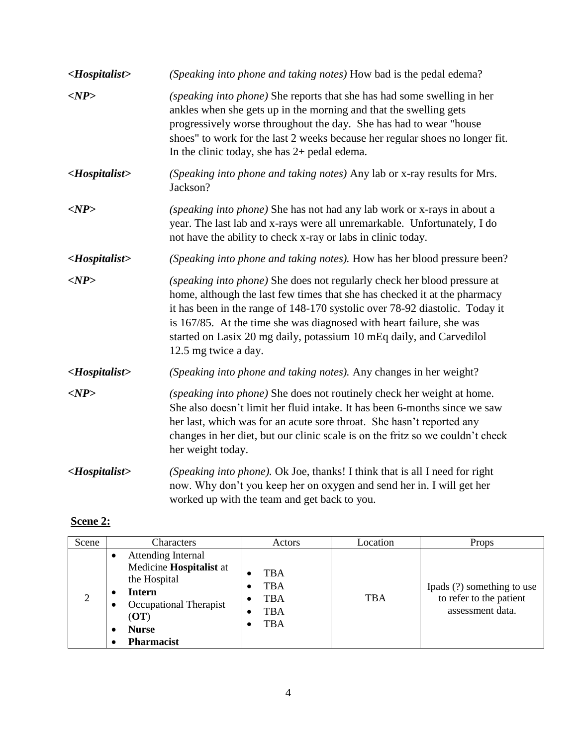| | |
|---|---|
| ***<Hospitalist>*** | *(Speaking into phone and taking notes)* How bad is the pedal edema? |
| ***<NP>*** | *(speaking into phone)* She reports that she has had some swelling in her ankles when she gets up in the morning and that the swelling gets progressively worse throughout the day. She has had to wear "house shoes" to work for the last 2 weeks because her regular shoes no longer fit. In the clinic today, she has 2+ pedal edema. |
| ***<Hospitalist>*** | *(Speaking into phone and taking notes)* Any lab or x-ray results for Mrs. Jackson? |
| ***<NP>*** | *(speaking into phone)* She has not had any lab work or x-rays in about a year. The last lab and x-rays were all unremarkable. Unfortunately, I do not have the ability to check x-ray or labs in clinic today. |
| ***<Hospitalist>*** | *(Speaking into phone and taking notes).* How has her blood pressure been? |
| ***<NP>*** | *(speaking into phone)* She does not regularly check her blood pressure at home, although the last few times that she has checked it at the pharmacy it has been in the range of 148-170 systolic over 78-92 diastolic. Today it is 167/85. At the time she was diagnosed with heart failure, she was started on Lasix 20 mg daily, potassium 10 mEq daily, and Carvedilol 12.5 mg twice a day. |
| ***<Hospitalist>*** | *(Speaking into phone and taking notes).* Any changes in her weight? |
| ***<NP>*** | *(speaking into phone)* She does not routinely check her weight at home. She also doesn't limit her fluid intake. It has been 6-months since we saw her last, which was for an acute sore throat. She hasn't reported any changes in her diet, but our clinic scale is on the fritz so we couldn't check her weight today. |
| ***<Hospitalist>*** | *(Speaking into phone).* Ok Joe, thanks! I think that is all I need for right now. Why don't you keep her on oxygen and send her in. I will get her worked up with the team and get back to you. |

**Scene 2:**

| Scene | Characters | Actors | Location | Props |
|---|---|---|---|---|
| 2 | • Attending Internal Medicine **Hospitalist** at the Hospital<br>• **Intern**<br>• Occupational Therapist (**OT**)<br>• **Nurse**<br>• **Pharmacist** | • TBA<br>• TBA<br>• TBA<br>• TBA<br>• TBA | TBA | Ipads (?) something to use to refer to the patient assessment data. |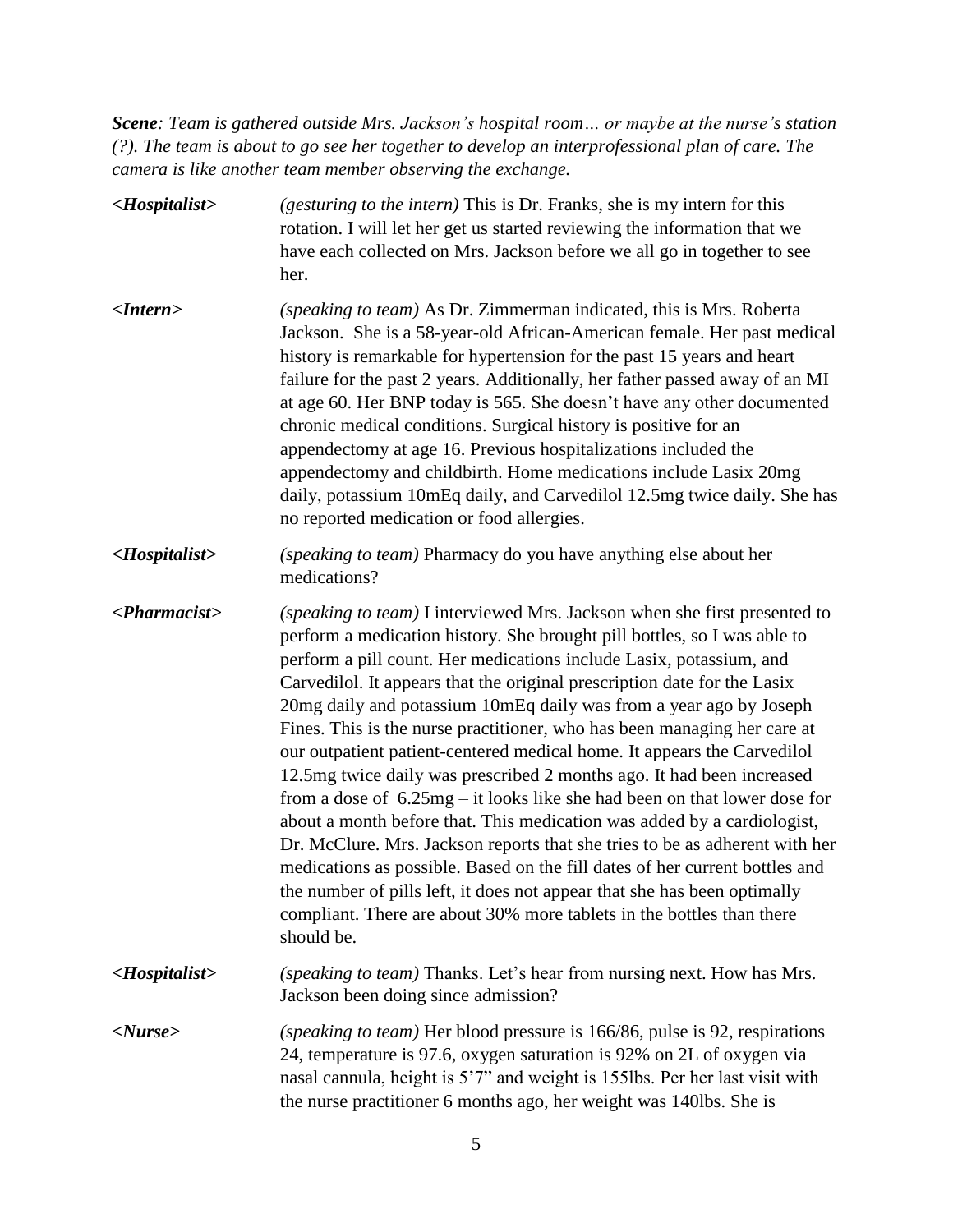***Scene**: Team is gathered outside Mrs. Jackson's hospital room… or maybe at the nurse's station (?). The team is about to go see her together to develop an interprofessional plan of care. The camera is like another team member observing the exchange.*

***<Hospitalist>*** *(gesturing to the intern)* This is Dr. Franks, she is my intern for this rotation. I will let her get us started reviewing the information that we have each collected on Mrs. Jackson before we all go in together to see her.

***<Intern>*** *(speaking to team)* As Dr. Zimmerman indicated, this is Mrs. Roberta Jackson. She is a 58-year-old African-American female. Her past medical history is remarkable for hypertension for the past 15 years and heart failure for the past 2 years. Additionally, her father passed away of an MI at age 60. Her BNP today is 565. She doesn't have any other documented chronic medical conditions. Surgical history is positive for an appendectomy at age 16. Previous hospitalizations included the appendectomy and childbirth. Home medications include Lasix 20mg daily, potassium 10mEq daily, and Carvedilol 12.5mg twice daily. She has no reported medication or food allergies.

***<Hospitalist>*** *(speaking to team)* Pharmacy do you have anything else about her medications?

***<Pharmacist>*** *(speaking to team)* I interviewed Mrs. Jackson when she first presented to perform a medication history. She brought pill bottles, so I was able to perform a pill count. Her medications include Lasix, potassium, and Carvedilol. It appears that the original prescription date for the Lasix 20mg daily and potassium 10mEq daily was from a year ago by Joseph Fines. This is the nurse practitioner, who has been managing her care at our outpatient patient-centered medical home. It appears the Carvedilol 12.5mg twice daily was prescribed 2 months ago. It had been increased from a dose of 6.25mg – it looks like she had been on that lower dose for about a month before that. This medication was added by a cardiologist, Dr. McClure. Mrs. Jackson reports that she tries to be as adherent with her medications as possible. Based on the fill dates of her current bottles and the number of pills left, it does not appear that she has been optimally compliant. There are about 30% more tablets in the bottles than there should be.

***<Hospitalist>*** *(speaking to team)* Thanks. Let's hear from nursing next. How has Mrs. Jackson been doing since admission?

***<Nurse>*** *(speaking to team)* Her blood pressure is 166/86, pulse is 92, respirations 24, temperature is 97.6, oxygen saturation is 92% on 2L of oxygen via nasal cannula, height is 5'7" and weight is 155lbs. Per her last visit with the nurse practitioner 6 months ago, her weight was 140lbs. She is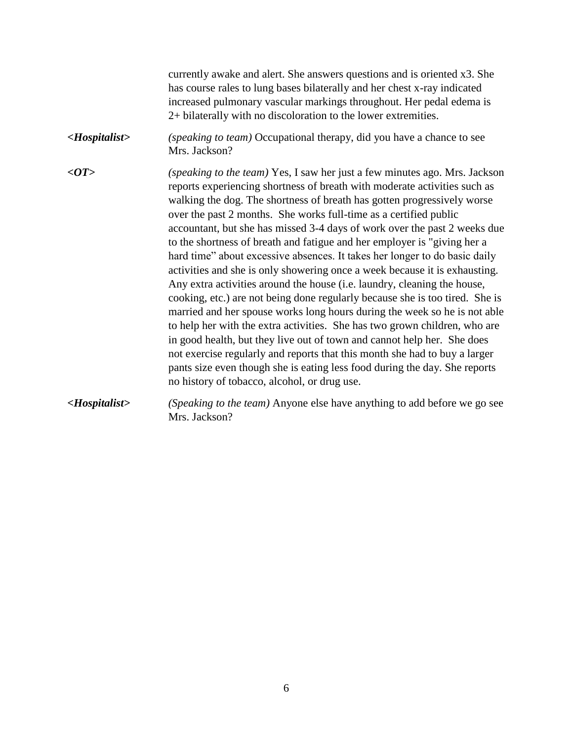currently awake and alert. She answers questions and is oriented x3. She has course rales to lung bases bilaterally and her chest x-ray indicated increased pulmonary vascular markings throughout. Her pedal edema is 2+ bilaterally with no discoloration to the lower extremities.

***<Hospitalist>*** *(speaking to team)* Occupational therapy, did you have a chance to see Mrs. Jackson?

***<OT>*** *(speaking to the team)* Yes, I saw her just a few minutes ago. Mrs. Jackson reports experiencing shortness of breath with moderate activities such as walking the dog. The shortness of breath has gotten progressively worse over the past 2 months. She works full-time as a certified public accountant, but she has missed 3-4 days of work over the past 2 weeks due to the shortness of breath and fatigue and her employer is "giving her a hard time" about excessive absences. It takes her longer to do basic daily activities and she is only showering once a week because it is exhausting. Any extra activities around the house (i.e. laundry, cleaning the house, cooking, etc.) are not being done regularly because she is too tired. She is married and her spouse works long hours during the week so he is not able to help her with the extra activities. She has two grown children, who are in good health, but they live out of town and cannot help her. She does not exercise regularly and reports that this month she had to buy a larger pants size even though she is eating less food during the day. She reports no history of tobacco, alcohol, or drug use.

***<Hospitalist>*** *(Speaking to the team)* Anyone else have anything to add before we go see Mrs. Jackson?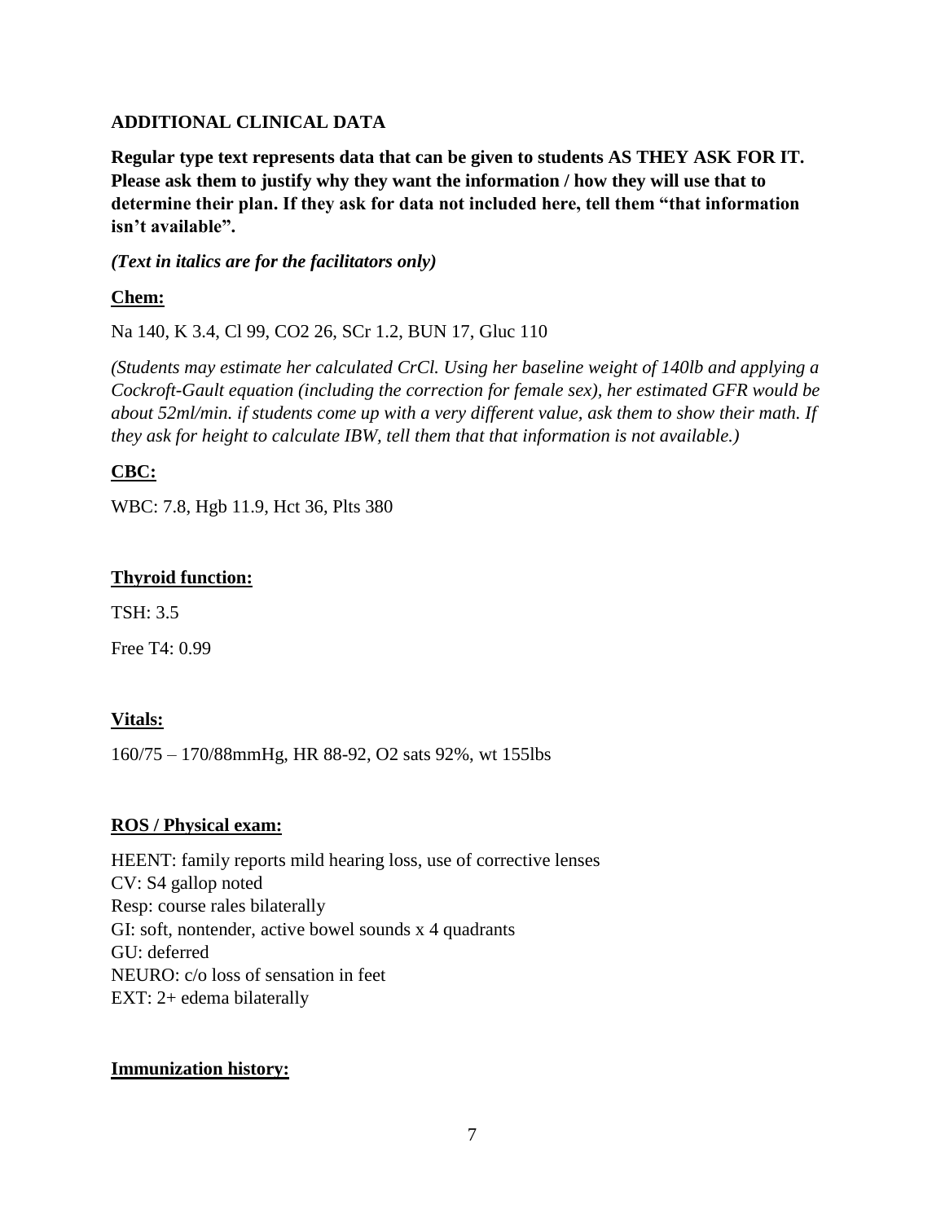## ADDITIONAL CLINICAL DATA

**Regular type text represents data that can be given to students AS THEY ASK FOR IT. Please ask them to justify why they want the information / how they will use that to determine their plan. If they ask for data not included here, tell them "that information isn't available".**

***(Text in italics are for the facilitators only)***

**<u>Chem:</u>**

Na 140, K 3.4, Cl 99, CO2 26, SCr 1.2, BUN 17, Gluc 110

*(Students may estimate her calculated CrCl. Using her baseline weight of 140lb and applying a Cockroft-Gault equation (including the correction for female sex), her estimated GFR would be about 52ml/min. if students come up with a very different value, ask them to show their math. If they ask for height to calculate IBW, tell them that that information is not available.)*

**<u>CBC:</u>**

WBC: 7.8, Hgb 11.9, Hct 36, Plts 380

**<u>Thyroid function:</u>**

TSH: 3.5

Free T4: 0.99

**<u>Vitals:</u>**

160/75 – 170/88mmHg, HR 88-92, O2 sats 92%, wt 155lbs

**<u>ROS / Physical exam:</u>**

HEENT: family reports mild hearing loss, use of corrective lenses
CV: S4 gallop noted
Resp: course rales bilaterally
GI: soft, nontender, active bowel sounds x 4 quadrants
GU: deferred
NEURO: c/o loss of sensation in feet
EXT: 2+ edema bilaterally

**<u>Immunization history:</u>**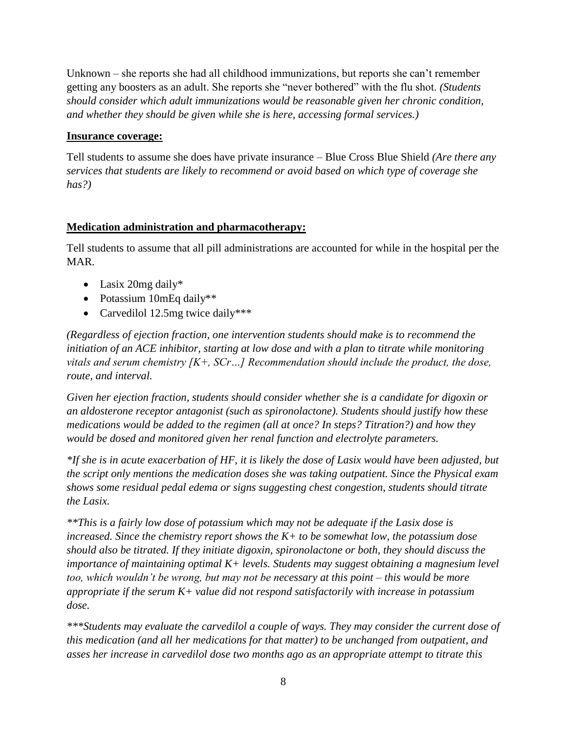Unknown – she reports she had all childhood immunizations, but reports she can't remember getting any boosters as an adult. She reports she "never bothered" with the flu shot. *(Students should consider which adult immunizations would be reasonable given her chronic condition, and whether they should be given while she is here, accessing formal services.)*

**Insurance coverage:**

Tell students to assume she does have private insurance – Blue Cross Blue Shield *(Are there any services that students are likely to recommend or avoid based on which type of coverage she has?)*

**Medication administration and pharmacotherapy:**

Tell students to assume that all pill administrations are accounted for while in the hospital per the MAR.

- Lasix 20mg daily*
- Potassium 10mEq daily**
- Carvedilol 12.5mg twice daily***

*(Regardless of ejection fraction, one intervention students should make is to recommend the initiation of an ACE inhibitor, starting at low dose and with a plan to titrate while monitoring vitals and serum chemistry [K+, SCr…] Recommendation should include the product, the dose, route, and interval.*

*Given her ejection fraction, students should consider whether she is a candidate for digoxin or an aldosterone receptor antagonist (such as spironolactone). Students should justify how these medications would be added to the regimen (all at once? In steps? Titration?) and how they would be dosed and monitored given her renal function and electrolyte parameters.*

**If she is in acute exacerbation of HF, it is likely the dose of Lasix would have been adjusted, but the script only mentions the medication doses she was taking outpatient. Since the Physical exam shows some residual pedal edema or signs suggesting chest congestion, students should titrate the Lasix.*

***This is a fairly low dose of potassium which may not be adequate if the Lasix dose is increased. Since the chemistry report shows the K+ to be somewhat low, the potassium dose should also be titrated. If they initiate digoxin, spironolactone or both, they should discuss the importance of maintaining optimal K+ levels. Students may suggest obtaining a magnesium level too, which wouldn't be wrong, but may not be necessary at this point – this would be more appropriate if the serum K+ value did not respond satisfactorily with increase in potassium dose.*

****Students may evaluate the carvedilol a couple of ways. They may consider the current dose of this medication (and all her medications for that matter) to be unchanged from outpatient, and asses her increase in carvedilol dose two months ago as an appropriate attempt to titrate this*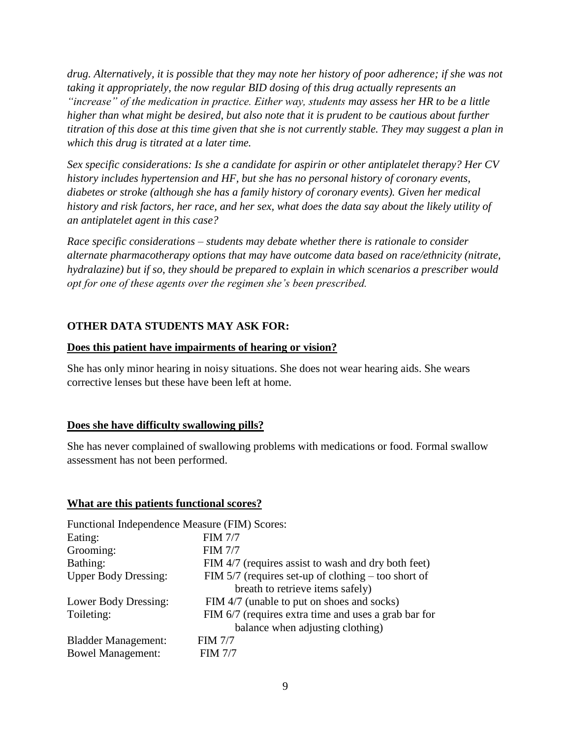*drug. Alternatively, it is possible that they may note her history of poor adherence; if she was not taking it appropriately, the now regular BID dosing of this drug actually represents an "increase" of the medication in practice. Either way, students may assess her HR to be a little higher than what might be desired, but also note that it is prudent to be cautious about further titration of this dose at this time given that she is not currently stable. They may suggest a plan in which this drug is titrated at a later time.*

*Sex specific considerations: Is she a candidate for aspirin or other antiplatelet therapy? Her CV history includes hypertension and HF, but she has no personal history of coronary events, diabetes or stroke (although she has a family history of coronary events). Given her medical history and risk factors, her race, and her sex, what does the data say about the likely utility of an antiplatelet agent in this case?*

*Race specific considerations – students may debate whether there is rationale to consider alternate pharmacotherapy options that may have outcome data based on race/ethnicity (nitrate, hydralazine) but if so, they should be prepared to explain in which scenarios a prescriber would opt for one of these agents over the regimen she's been prescribed.*

**OTHER DATA STUDENTS MAY ASK FOR:**

**Does this patient have impairments of hearing or vision?**

She has only minor hearing in noisy situations. She does not wear hearing aids. She wears corrective lenses but these have been left at home.

**Does she have difficulty swallowing pills?**

She has never complained of swallowing problems with medications or food. Formal swallow assessment has not been performed.

**What are this patients functional scores?**

Functional Independence Measure (FIM) Scores:

| | |
|---|---|
| Eating: | FIM 7/7 |
| Grooming: | FIM 7/7 |
| Bathing: | FIM 4/7 (requires assist to wash and dry both feet) |
| Upper Body Dressing: | FIM 5/7 (requires set-up of clothing – too short of breath to retrieve items safely) |
| Lower Body Dressing: | FIM 4/7 (unable to put on shoes and socks) |
| Toileting: | FIM 6/7 (requires extra time and uses a grab bar for balance when adjusting clothing) |
| Bladder Management: | FIM 7/7 |
| Bowel Management: | FIM 7/7 |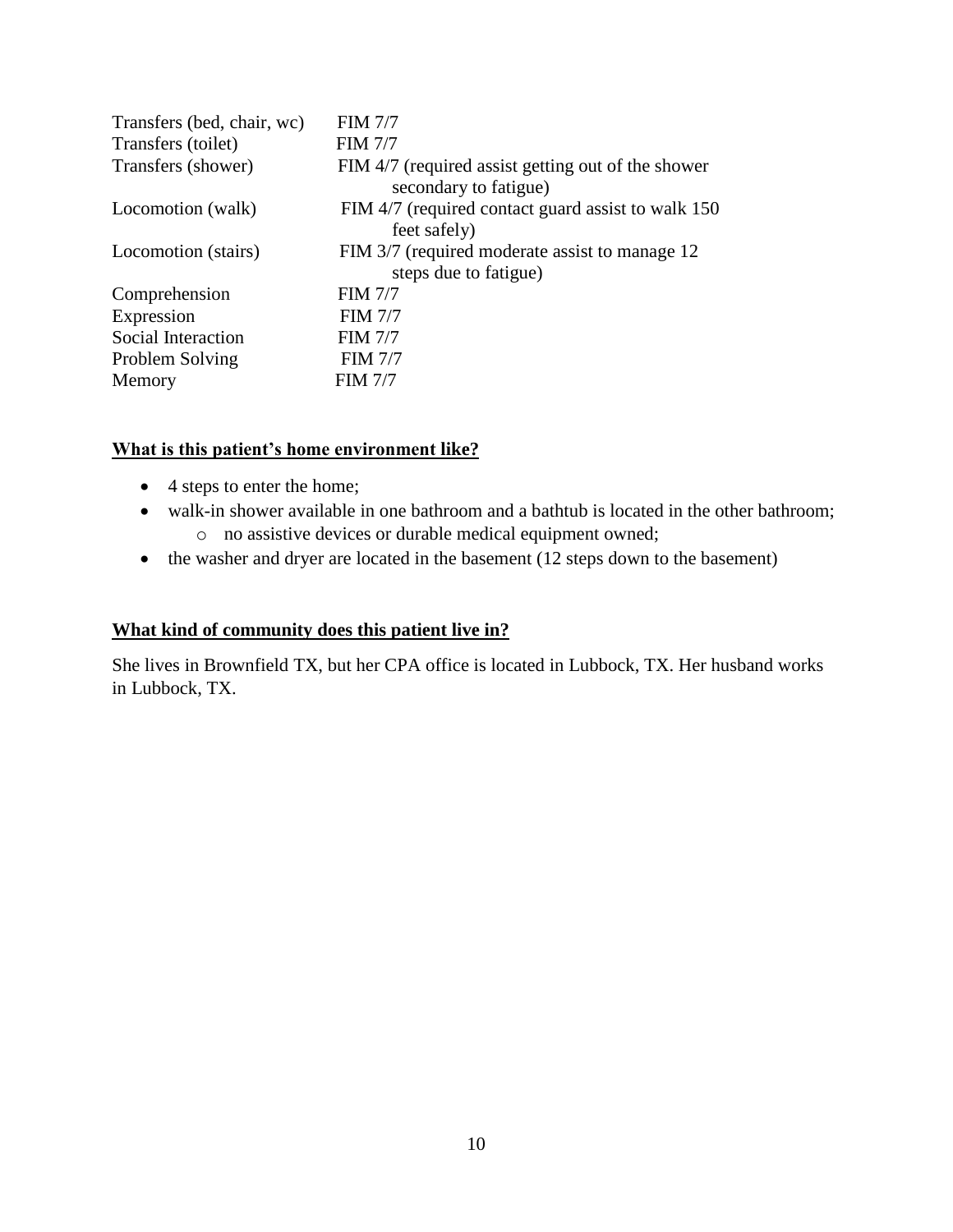| | |
|---|---|
| Transfers (bed, chair, wc) | FIM 7/7 |
| Transfers (toilet) | FIM 7/7 |
| Transfers (shower) | FIM 4/7 (required assist getting out of the shower secondary to fatigue) |
| Locomotion (walk) | FIM 4/7 (required contact guard assist to walk 150 feet safely) |
| Locomotion (stairs) | FIM 3/7 (required moderate assist to manage 12 steps due to fatigue) |
| Comprehension | FIM 7/7 |
| Expression | FIM 7/7 |
| Social Interaction | FIM 7/7 |
| Problem Solving | FIM 7/7 |
| Memory | FIM 7/7 |

**What is this patient's home environment like?**

- 4 steps to enter the home;
- walk-in shower available in one bathroom and a bathtub is located in the other bathroom;
  - no assistive devices or durable medical equipment owned;
- the washer and dryer are located in the basement (12 steps down to the basement)

**What kind of community does this patient live in?**

She lives in Brownfield TX, but her CPA office is located in Lubbock, TX. Her husband works in Lubbock, TX.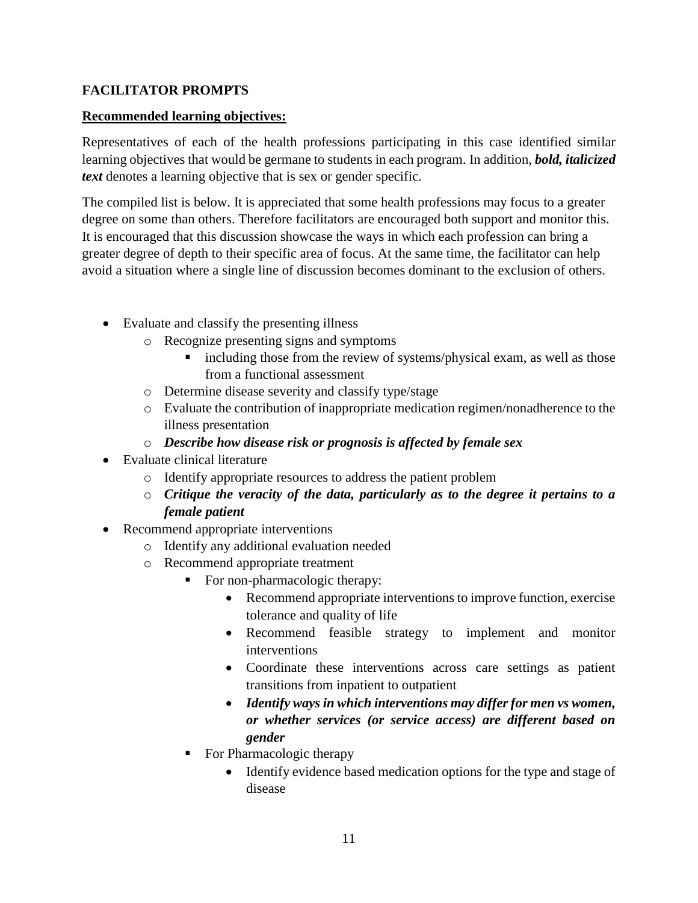**FACILITATOR PROMPTS**

**Recommended learning objectives:**

Representatives of each of the health professions participating in this case identified similar learning objectives that would be germane to students in each program. In addition, ***bold, italicized text*** denotes a learning objective that is sex or gender specific.

The compiled list is below. It is appreciated that some health professions may focus to a greater degree on some than others. Therefore facilitators are encouraged both support and monitor this. It is encouraged that this discussion showcase the ways in which each profession can bring a greater degree of depth to their specific area of focus. At the same time, the facilitator can help avoid a situation where a single line of discussion becomes dominant to the exclusion of others.

- Evaluate and classify the presenting illness
  - Recognize presenting signs and symptoms
    - including those from the review of systems/physical exam, as well as those from a functional assessment
  - Determine disease severity and classify type/stage
  - Evaluate the contribution of inappropriate medication regimen/nonadherence to the illness presentation
  - ***Describe how disease risk or prognosis is affected by female sex***
- Evaluate clinical literature
  - Identify appropriate resources to address the patient problem
  - ***Critique the veracity of the data, particularly as to the degree it pertains to a female patient***
- Recommend appropriate interventions
  - Identify any additional evaluation needed
  - Recommend appropriate treatment
    - For non-pharmacologic therapy:
      - Recommend appropriate interventions to improve function, exercise tolerance and quality of life
      - Recommend feasible strategy to implement and monitor interventions
      - Coordinate these interventions across care settings as patient transitions from inpatient to outpatient
      - ***Identify ways in which interventions may differ for men vs women, or whether services (or service access) are different based on gender***
    - For Pharmacologic therapy
      - Identify evidence based medication options for the type and stage of disease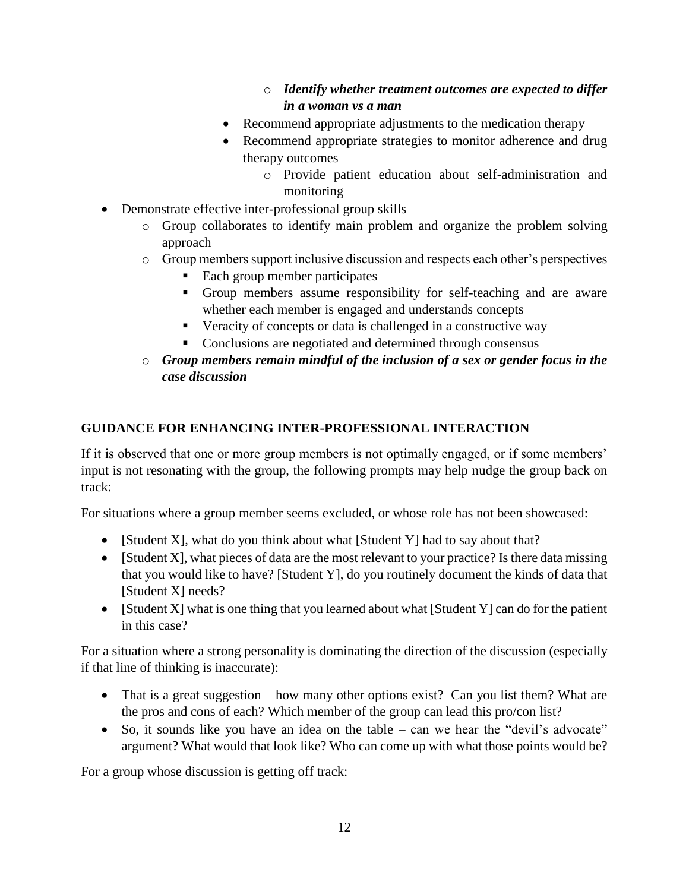- ***Identify whether treatment outcomes are expected to differ in a woman vs a man***
  - Recommend appropriate adjustments to the medication therapy
  - Recommend appropriate strategies to monitor adherence and drug therapy outcomes
    - Provide patient education about self-administration and monitoring
- Demonstrate effective inter-professional group skills
  - Group collaborates to identify main problem and organize the problem solving approach
  - Group members support inclusive discussion and respects each other's perspectives
    - Each group member participates
    - Group members assume responsibility for self-teaching and are aware whether each member is engaged and understands concepts
    - Veracity of concepts or data is challenged in a constructive way
    - Conclusions are negotiated and determined through consensus
  - ***Group members remain mindful of the inclusion of a sex or gender focus in the case discussion***

## GUIDANCE FOR ENHANCING INTER-PROFESSIONAL INTERACTION

If it is observed that one or more group members is not optimally engaged, or if some members' input is not resonating with the group, the following prompts may help nudge the group back on track:

For situations where a group member seems excluded, or whose role has not been showcased:

- [Student X], what do you think about what [Student Y] had to say about that?
- [Student X], what pieces of data are the most relevant to your practice? Is there data missing that you would like to have? [Student Y], do you routinely document the kinds of data that [Student X] needs?
- [Student X] what is one thing that you learned about what [Student Y] can do for the patient in this case?

For a situation where a strong personality is dominating the direction of the discussion (especially if that line of thinking is inaccurate):

- That is a great suggestion – how many other options exist? Can you list them? What are the pros and cons of each? Which member of the group can lead this pro/con list?
- So, it sounds like you have an idea on the table – can we hear the "devil's advocate" argument? What would that look like? Who can come up with what those points would be?

For a group whose discussion is getting off track: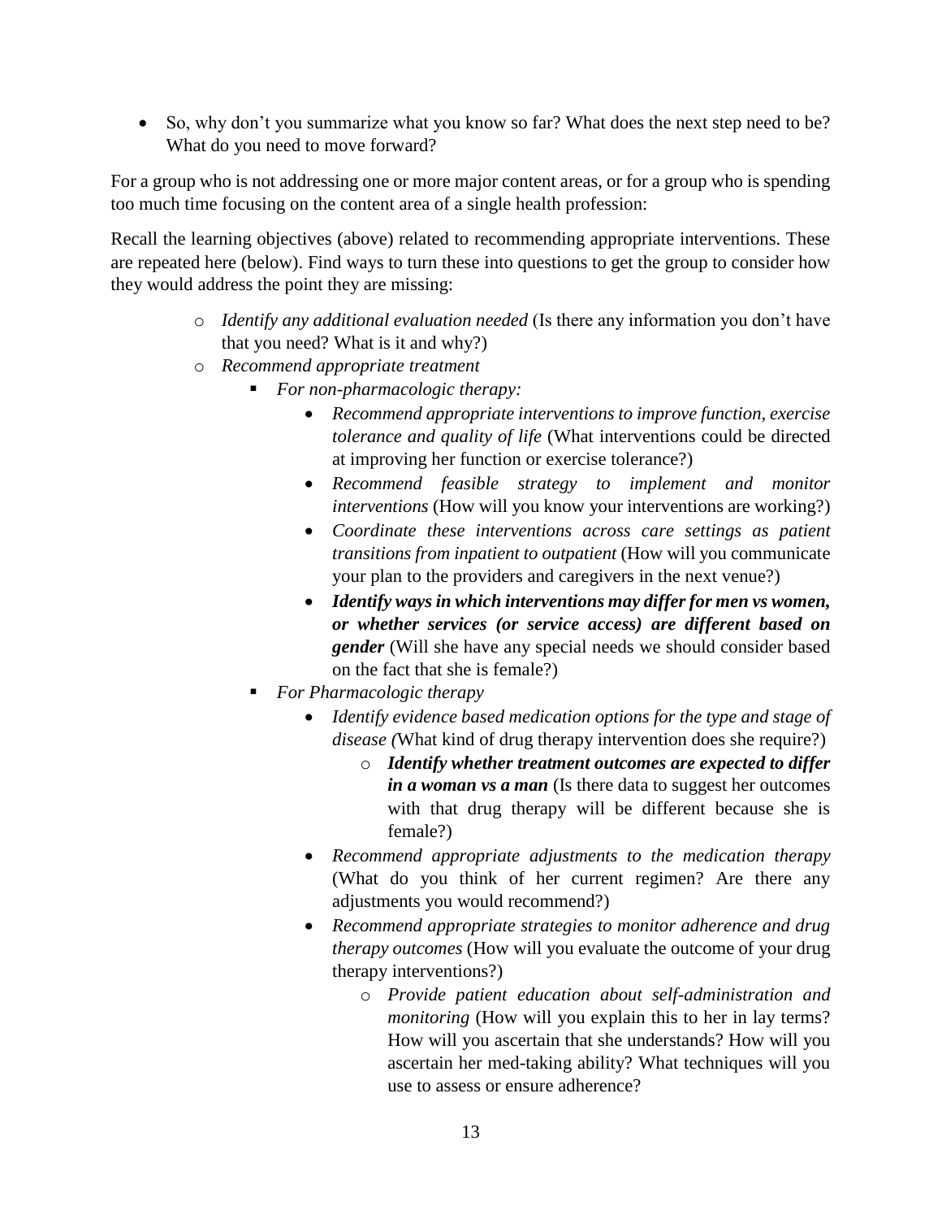- So, why don't you summarize what you know so far? What does the next step need to be? What do you need to move forward?

For a group who is not addressing one or more major content areas, or for a group who is spending too much time focusing on the content area of a single health profession:

Recall the learning objectives (above) related to recommending appropriate interventions. These are repeated here (below). Find ways to turn these into questions to get the group to consider how they would address the point they are missing:

- *Identify any additional evaluation needed* (Is there any information you don't have that you need? What is it and why?)
- *Recommend appropriate treatment*
  - *For non-pharmacologic therapy:*
    - *Recommend appropriate interventions to improve function, exercise tolerance and quality of life* (What interventions could be directed at improving her function or exercise tolerance?)
    - *Recommend feasible strategy to implement and monitor interventions* (How will you know your interventions are working?)
    - *Coordinate these interventions across care settings as patient transitions from inpatient to outpatient* (How will you communicate your plan to the providers and caregivers in the next venue?)
    - ***Identify ways in which interventions may differ for men vs women, or whether services (or service access) are different based on gender*** (Will she have any special needs we should consider based on the fact that she is female?)
  - *For Pharmacologic therapy*
    - *Identify evidence based medication options for the type and stage of disease (*What kind of drug therapy intervention does she require?)
      - ***Identify whether treatment outcomes are expected to differ in a woman vs a man*** (Is there data to suggest her outcomes with that drug therapy will be different because she is female?)
    - *Recommend appropriate adjustments to the medication therapy* (What do you think of her current regimen? Are there any adjustments you would recommend?)
    - *Recommend appropriate strategies to monitor adherence and drug therapy outcomes* (How will you evaluate the outcome of your drug therapy interventions?)
      - *Provide patient education about self-administration and monitoring* (How will you explain this to her in lay terms? How will you ascertain that she understands? How will you ascertain her med-taking ability? What techniques will you use to assess or ensure adherence?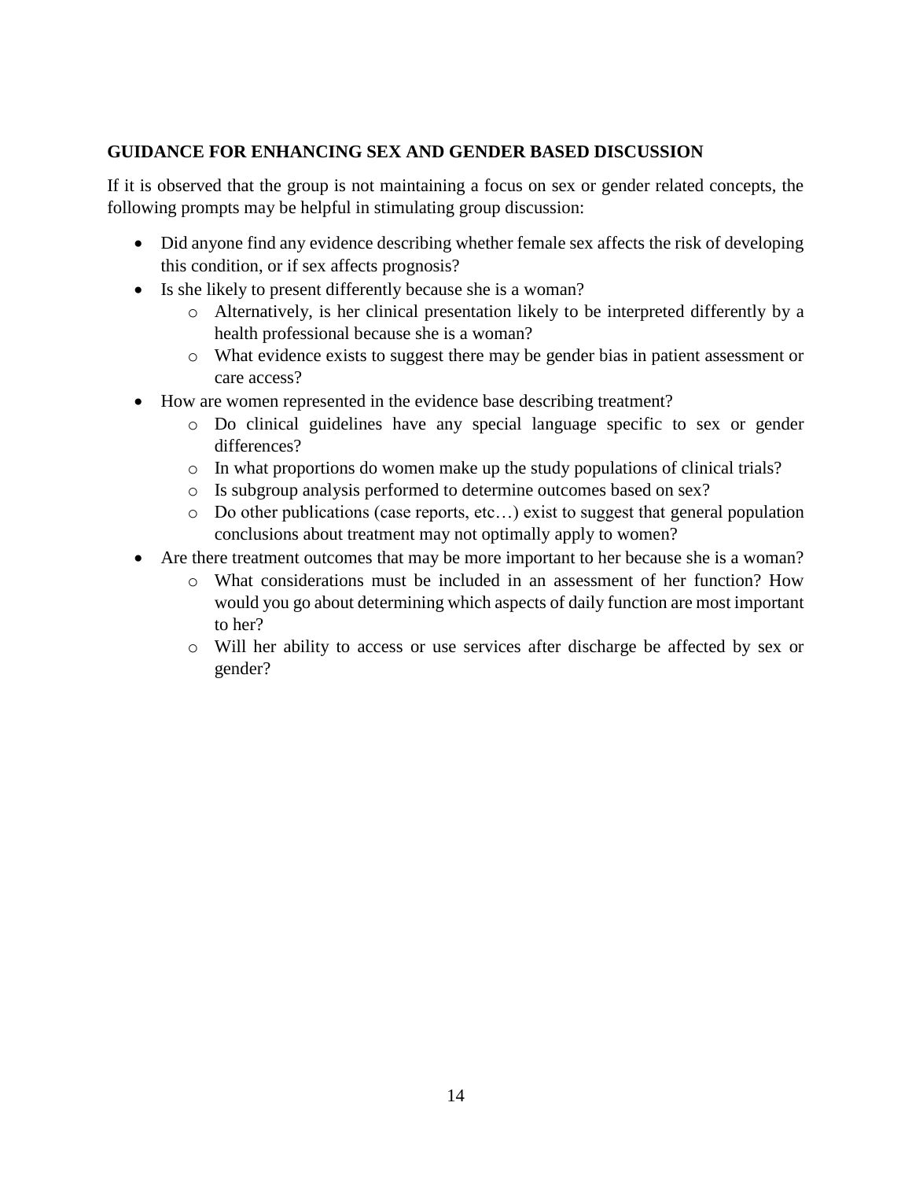**GUIDANCE FOR ENHANCING SEX AND GENDER BASED DISCUSSION**

If it is observed that the group is not maintaining a focus on sex or gender related concepts, the following prompts may be helpful in stimulating group discussion:

- Did anyone find any evidence describing whether female sex affects the risk of developing this condition, or if sex affects prognosis?
- Is she likely to present differently because she is a woman?
  - Alternatively, is her clinical presentation likely to be interpreted differently by a health professional because she is a woman?
  - What evidence exists to suggest there may be gender bias in patient assessment or care access?
- How are women represented in the evidence base describing treatment?
  - Do clinical guidelines have any special language specific to sex or gender differences?
  - In what proportions do women make up the study populations of clinical trials?
  - Is subgroup analysis performed to determine outcomes based on sex?
  - Do other publications (case reports, etc…) exist to suggest that general population conclusions about treatment may not optimally apply to women?
- Are there treatment outcomes that may be more important to her because she is a woman?
  - What considerations must be included in an assessment of her function? How would you go about determining which aspects of daily function are most important to her?
  - Will her ability to access or use services after discharge be affected by sex or gender?